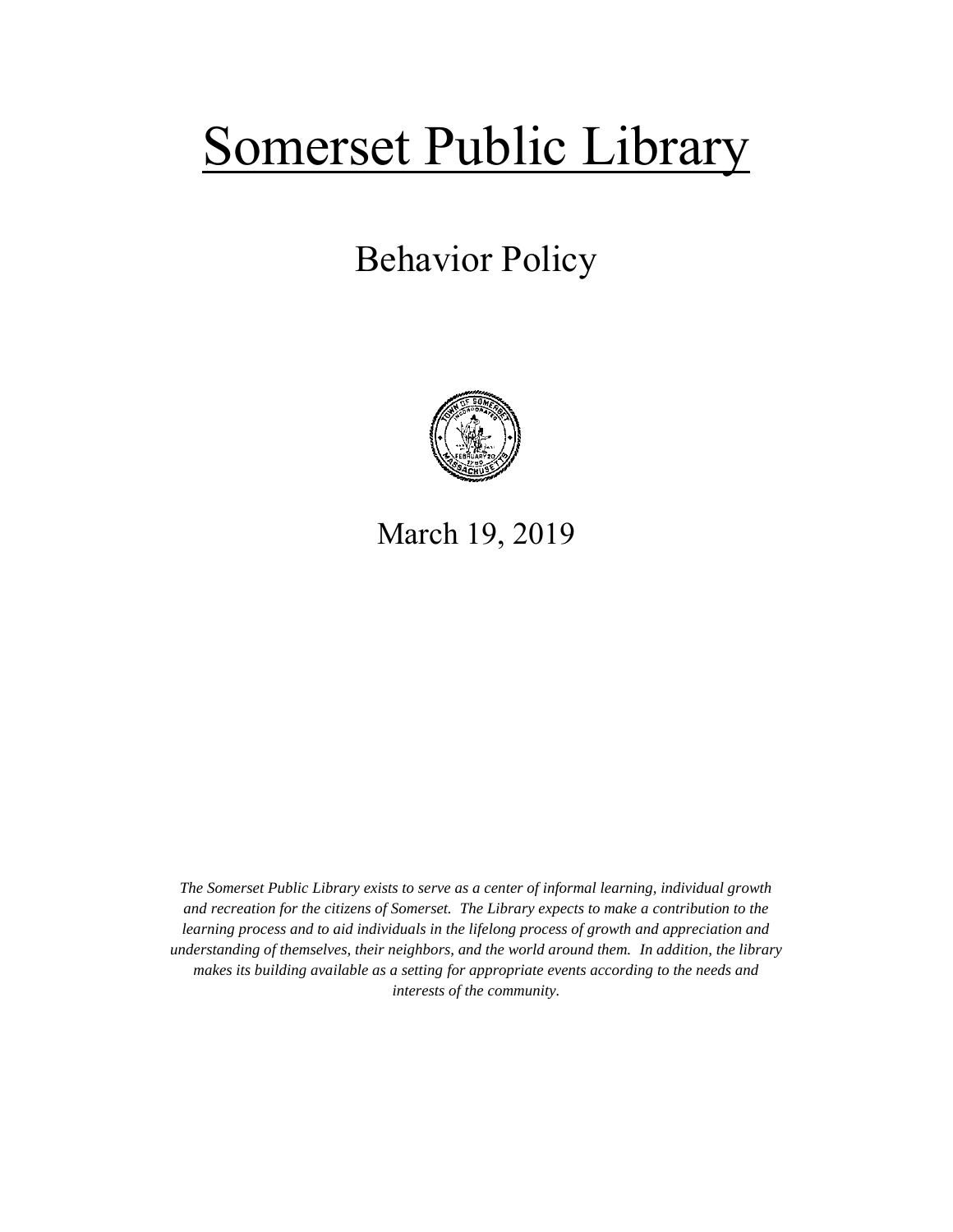# Somerset Public Library

## Behavior Policy

March 19, 2019

*The Somerset Public Library exists to serve as a center of informal learning, individual growth and recreation for the citizens of Somerset. The Library expects to make a contribution to the learning process and to aid individuals in the lifelong process of growth and appreciation and understanding of themselves, their neighbors, and the world around them. In addition, the library makes its building available as a setting for appropriate events according to the needs and interests of the community.*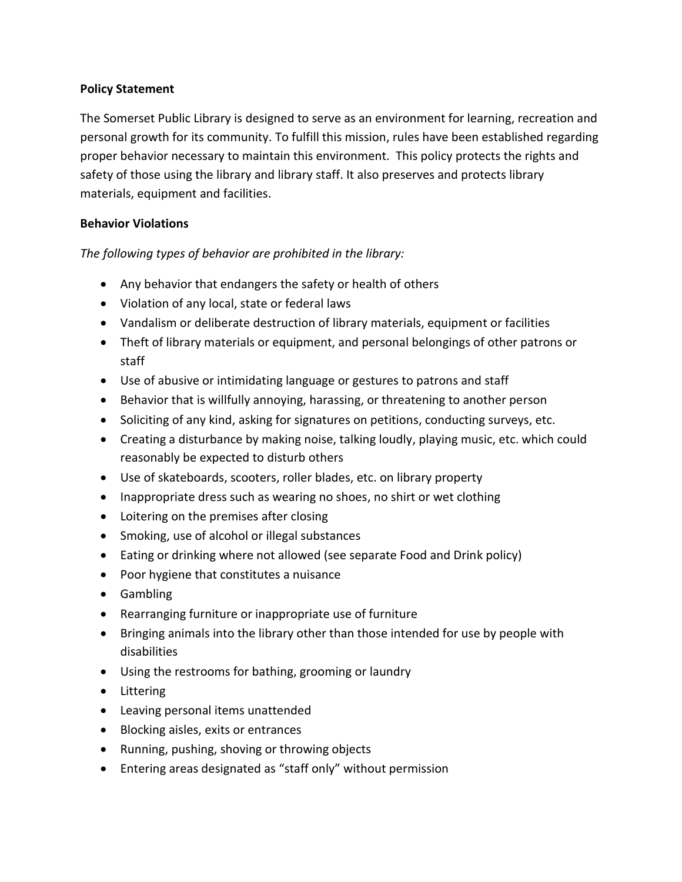**Policy Statement**

The Somerset Public Library is designed to serve as an environment for learning, recreation and personal growth for its community. To fulfill this mission, rules have been established regarding proper behavior necessary to maintain this environment. This policy protects the rights and safety of those using the library and library staff. It also preserves and protects library materials, equipment and facilities.

**Behavior Violations**

*The following types of behavior are prohibited in the library:*

- Any behavior that endangers the safety or health of others
- Violation of any local, state or federal laws
- Vandalism or deliberate destruction of library materials, equipment or facilities
- Theft of library materials or equipment, and personal belongings of other patrons or staff
- Use of abusive or intimidating language or gestures to patrons and staff
- Behavior that is willfully annoying, harassing, or threatening to another person
- Soliciting of any kind, asking for signatures on petitions, conducting surveys, etc.
- Creating a disturbance by making noise, talking loudly, playing music, etc. which could reasonably be expected to disturb others
- Use of skateboards, scooters, roller blades, etc. on library property
- Inappropriate dress such as wearing no shoes, no shirt or wet clothing
- Loitering on the premises after closing
- Smoking, use of alcohol or illegal substances
- Eating or drinking where not allowed (see separate Food and Drink policy)
- Poor hygiene that constitutes a nuisance
- Gambling
- Rearranging furniture or inappropriate use of furniture
- Bringing animals into the library other than those intended for use by people with disabilities
- Using the restrooms for bathing, grooming or laundry
- Littering
- Leaving personal items unattended
- Blocking aisles, exits or entrances
- Running, pushing, shoving or throwing objects
- Entering areas designated as "staff only" without permission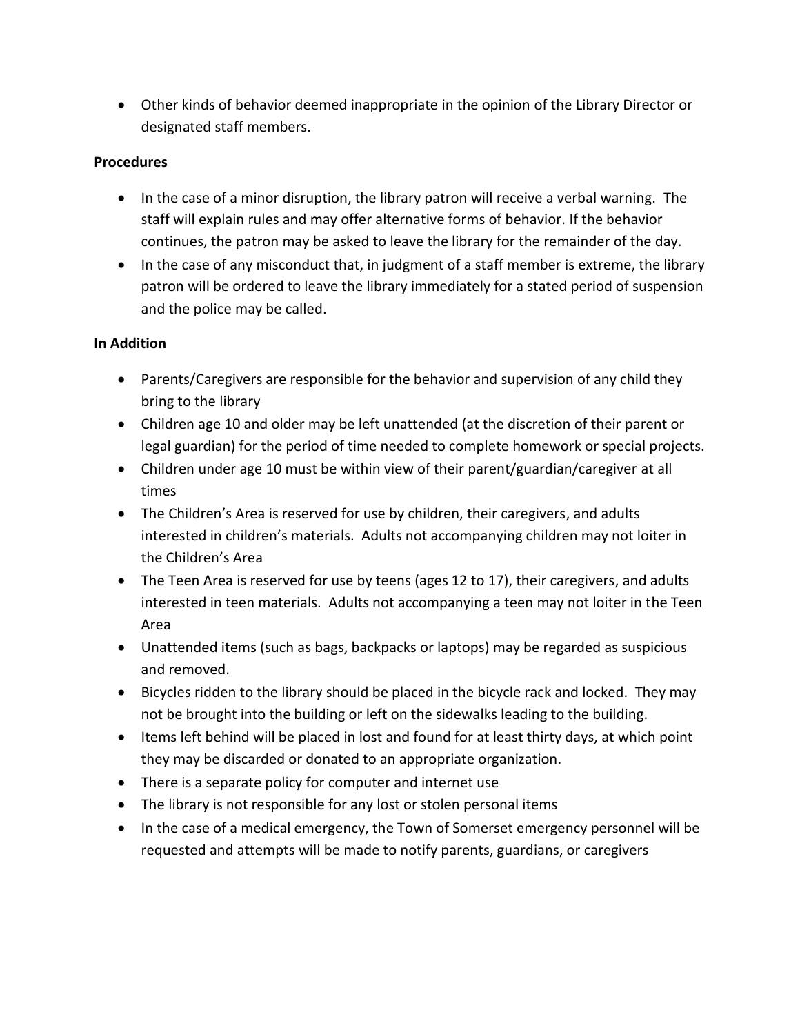- Other kinds of behavior deemed inappropriate in the opinion of the Library Director or designated staff members.

**Procedures**

- In the case of a minor disruption, the library patron will receive a verbal warning. The staff will explain rules and may offer alternative forms of behavior. If the behavior continues, the patron may be asked to leave the library for the remainder of the day.
- In the case of any misconduct that, in judgment of a staff member is extreme, the library patron will be ordered to leave the library immediately for a stated period of suspension and the police may be called.

**In Addition**

- Parents/Caregivers are responsible for the behavior and supervision of any child they bring to the library
- Children age 10 and older may be left unattended (at the discretion of their parent or legal guardian) for the period of time needed to complete homework or special projects.
- Children under age 10 must be within view of their parent/guardian/caregiver at all times
- The Children's Area is reserved for use by children, their caregivers, and adults interested in children's materials. Adults not accompanying children may not loiter in the Children's Area
- The Teen Area is reserved for use by teens (ages 12 to 17), their caregivers, and adults interested in teen materials. Adults not accompanying a teen may not loiter in the Teen Area
- Unattended items (such as bags, backpacks or laptops) may be regarded as suspicious and removed.
- Bicycles ridden to the library should be placed in the bicycle rack and locked. They may not be brought into the building or left on the sidewalks leading to the building.
- Items left behind will be placed in lost and found for at least thirty days, at which point they may be discarded or donated to an appropriate organization.
- There is a separate policy for computer and internet use
- The library is not responsible for any lost or stolen personal items
- In the case of a medical emergency, the Town of Somerset emergency personnel will be requested and attempts will be made to notify parents, guardians, or caregivers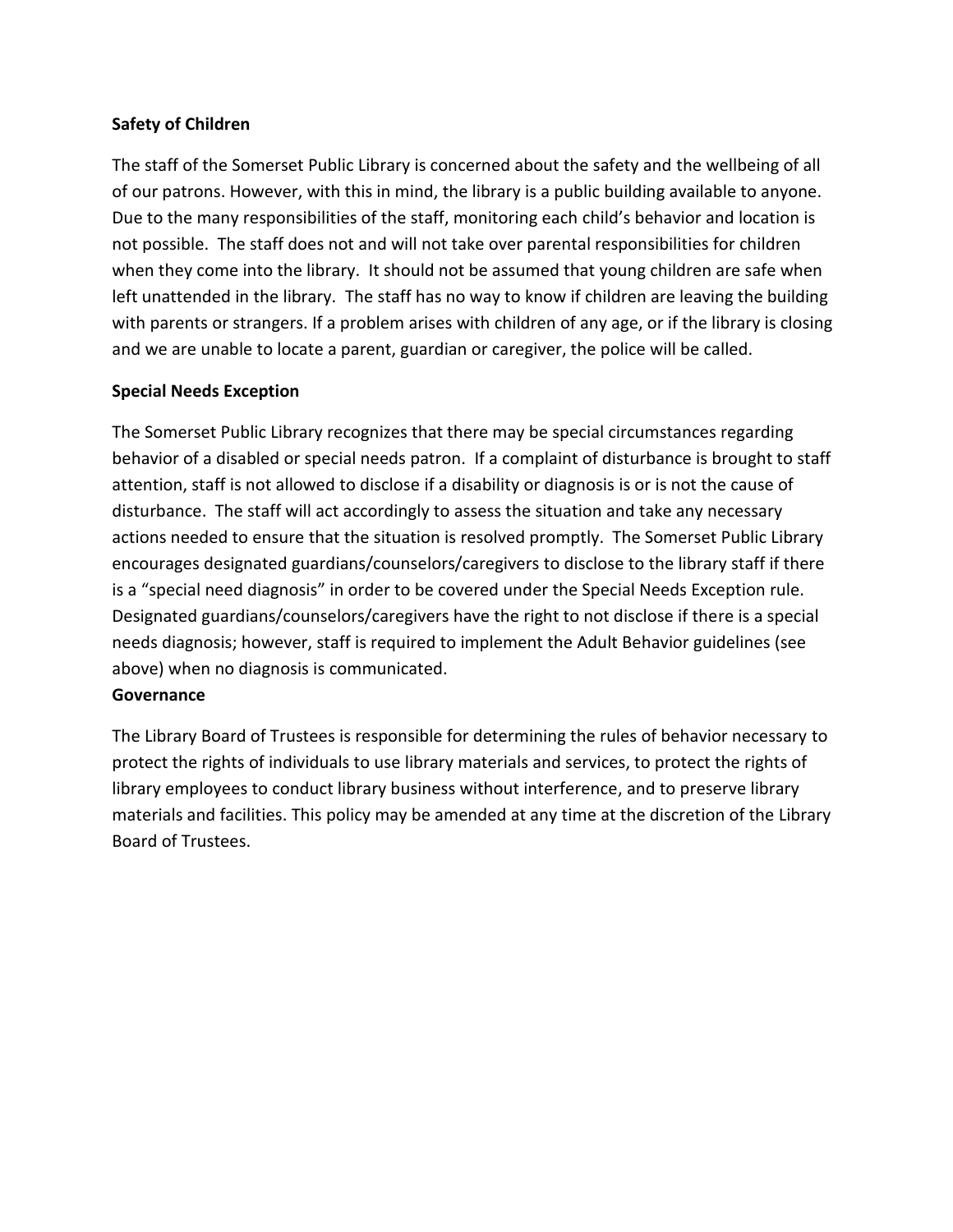**Safety of Children**

The staff of the Somerset Public Library is concerned about the safety and the wellbeing of all of our patrons. However, with this in mind, the library is a public building available to anyone. Due to the many responsibilities of the staff, monitoring each child's behavior and location is not possible. The staff does not and will not take over parental responsibilities for children when they come into the library. It should not be assumed that young children are safe when left unattended in the library. The staff has no way to know if children are leaving the building with parents or strangers. If a problem arises with children of any age, or if the library is closing and we are unable to locate a parent, guardian or caregiver, the police will be called.

**Special Needs Exception**

The Somerset Public Library recognizes that there may be special circumstances regarding behavior of a disabled or special needs patron. If a complaint of disturbance is brought to staff attention, staff is not allowed to disclose if a disability or diagnosis is or is not the cause of disturbance. The staff will act accordingly to assess the situation and take any necessary actions needed to ensure that the situation is resolved promptly. The Somerset Public Library encourages designated guardians/counselors/caregivers to disclose to the library staff if there is a "special need diagnosis" in order to be covered under the Special Needs Exception rule. Designated guardians/counselors/caregivers have the right to not disclose if there is a special needs diagnosis; however, staff is required to implement the Adult Behavior guidelines (see above) when no diagnosis is communicated.

**Governance**

The Library Board of Trustees is responsible for determining the rules of behavior necessary to protect the rights of individuals to use library materials and services, to protect the rights of library employees to conduct library business without interference, and to preserve library materials and facilities. This policy may be amended at any time at the discretion of the Library Board of Trustees.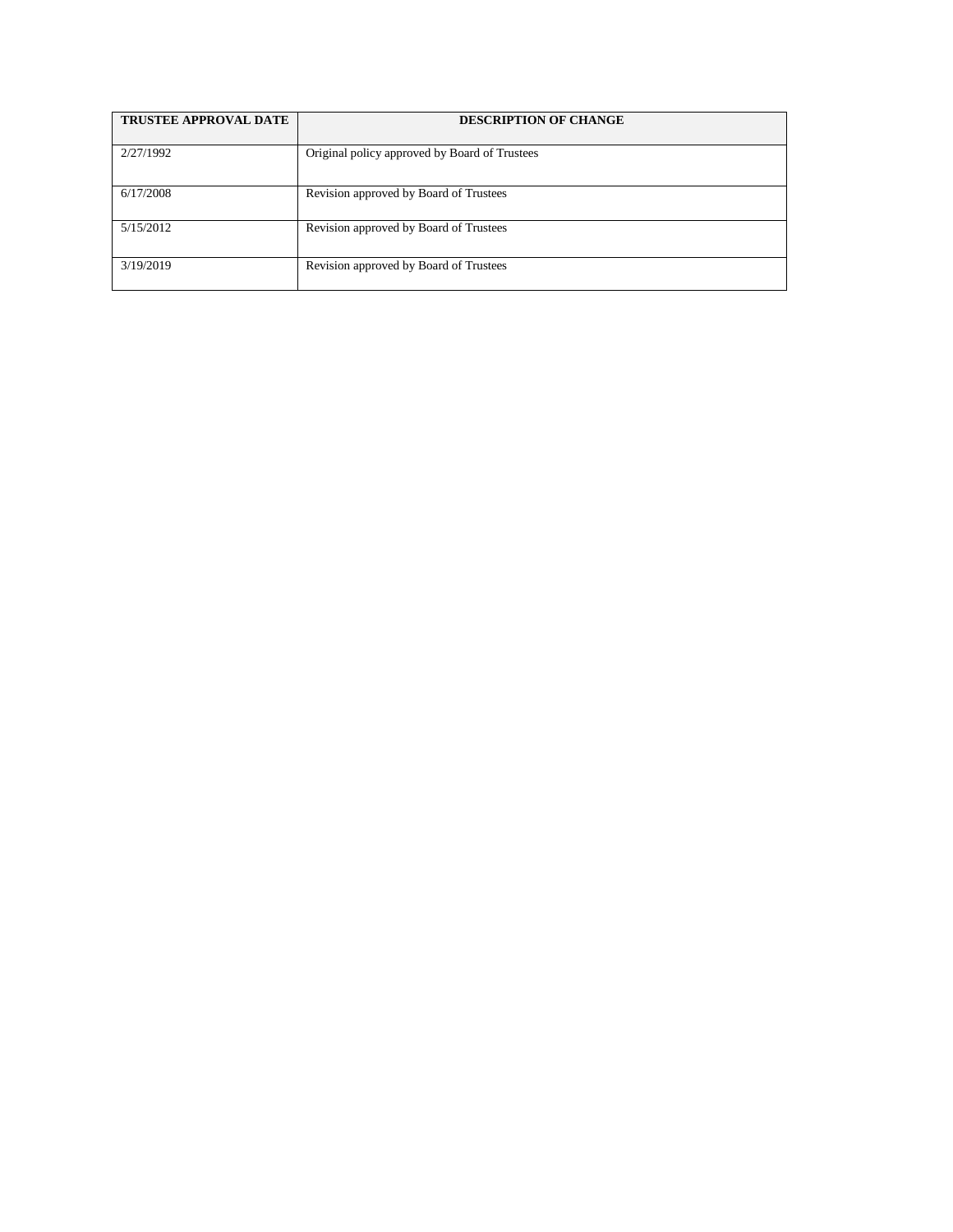| TRUSTEE APPROVAL DATE | DESCRIPTION OF CHANGE |
|---|---|
| 2/27/1992 | Original policy approved by Board of Trustees |
| 6/17/2008 | Revision approved by Board of Trustees |
| 5/15/2012 | Revision approved by Board of Trustees |
| 3/19/2019 | Revision approved by Board of Trustees |